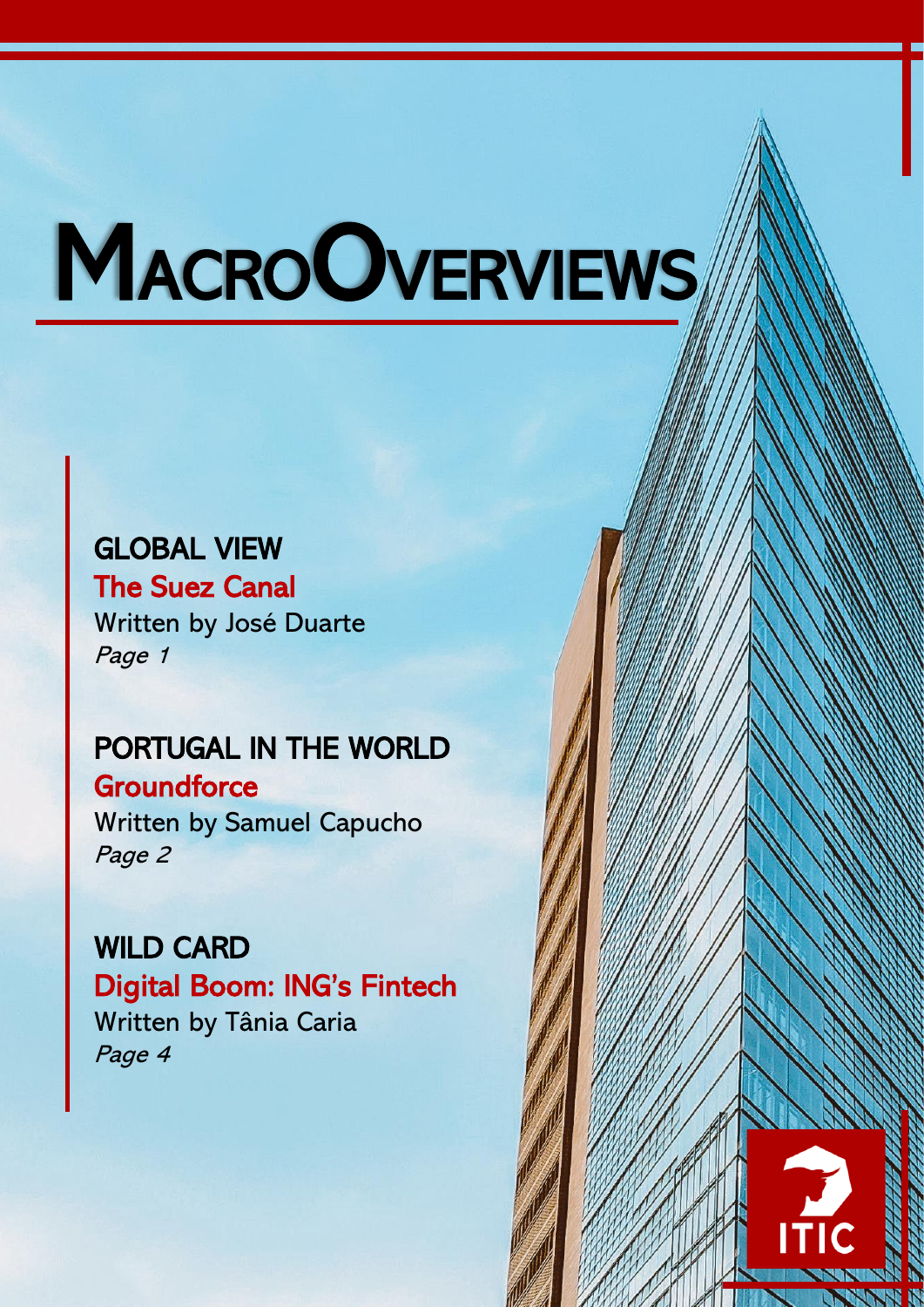# MacroOverviews

## GLOBAL VIEW

**The Suez Canal**

Written by José Duarte

*Page 1*

## PORTUGAL IN THE WORLD

**Groundforce**

Written by Samuel Capucho

*Page 2*

## WILD CARD

**Digital Boom: ING's Fintech**

Written by Tânia Caria

*Page 4*

ITIC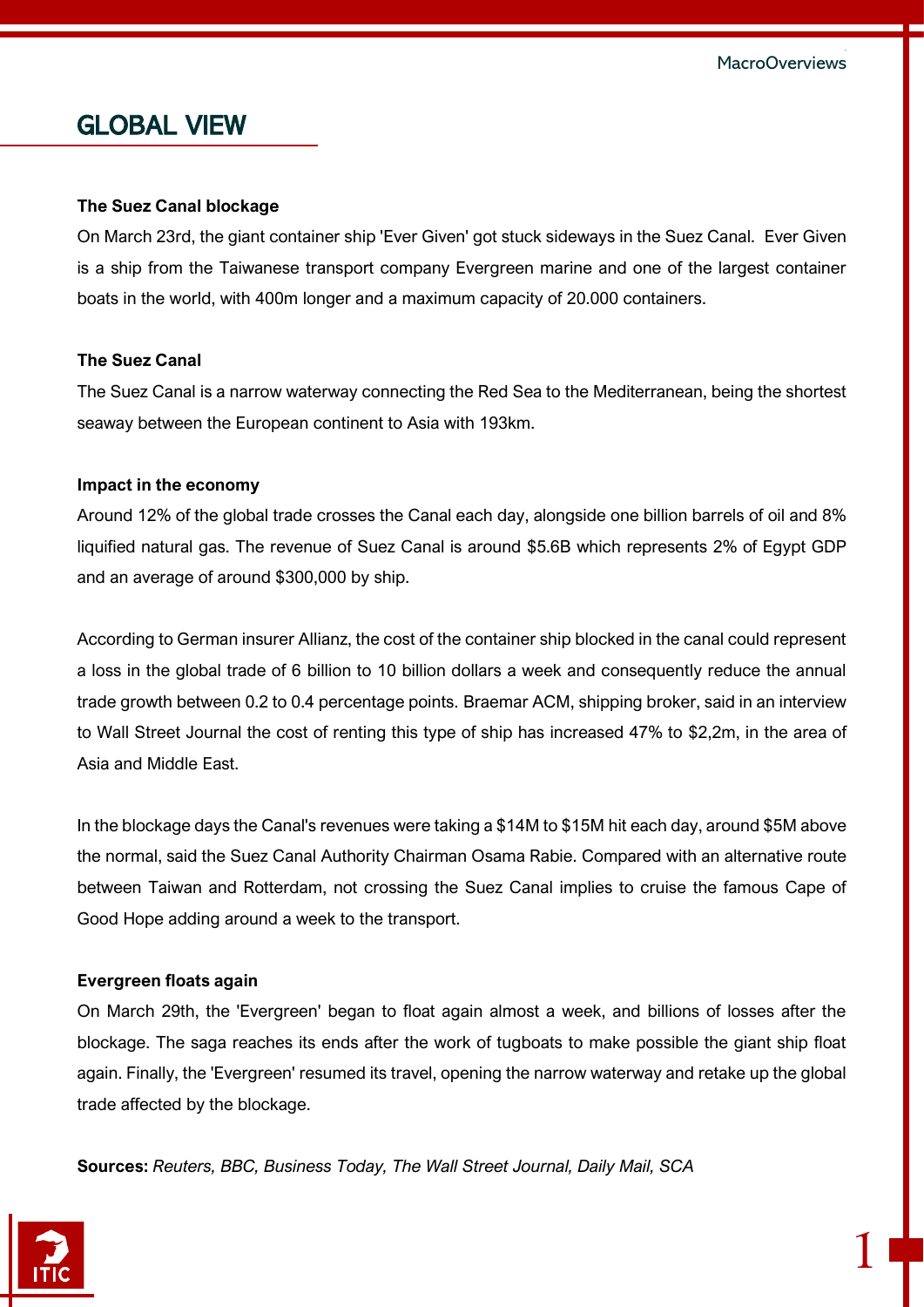# GLOBAL VIEW

**The Suez Canal blockage**

On March 23rd, the giant container ship 'Ever Given' got stuck sideways in the Suez Canal. Ever Given is a ship from the Taiwanese transport company Evergreen marine and one of the largest container boats in the world, with 400m longer and a maximum capacity of 20.000 containers.

**The Suez Canal**

The Suez Canal is a narrow waterway connecting the Red Sea to the Mediterranean, being the shortest seaway between the European continent to Asia with 193km.

**Impact in the economy**

Around 12% of the global trade crosses the Canal each day, alongside one billion barrels of oil and 8% liquified natural gas. The revenue of Suez Canal is around $5.6B which represents 2% of Egypt GDP and an average of around $300,000 by ship.

According to German insurer Allianz, the cost of the container ship blocked in the canal could represent a loss in the global trade of 6 billion to 10 billion dollars a week and consequently reduce the annual trade growth between 0.2 to 0.4 percentage points. Braemar ACM, shipping broker, said in an interview to Wall Street Journal the cost of renting this type of ship has increased 47% to $2,2m, in the area of Asia and Middle East.

In the blockage days the Canal's revenues were taking a $14M to $15M hit each day, around $5M above the normal, said the Suez Canal Authority Chairman Osama Rabie. Compared with an alternative route between Taiwan and Rotterdam, not crossing the Suez Canal implies to cruise the famous Cape of Good Hope adding around a week to the transport.

**Evergreen floats again**

On March 29th, the 'Evergreen' began to float again almost a week, and billions of losses after the blockage. The saga reaches its ends after the work of tugboats to make possible the giant ship float again. Finally, the 'Evergreen' resumed its travel, opening the narrow waterway and retake up the global trade affected by the blockage.

**Sources:** *Reuters, BBC, Business Today, The Wall Street Journal, Daily Mail, SCA*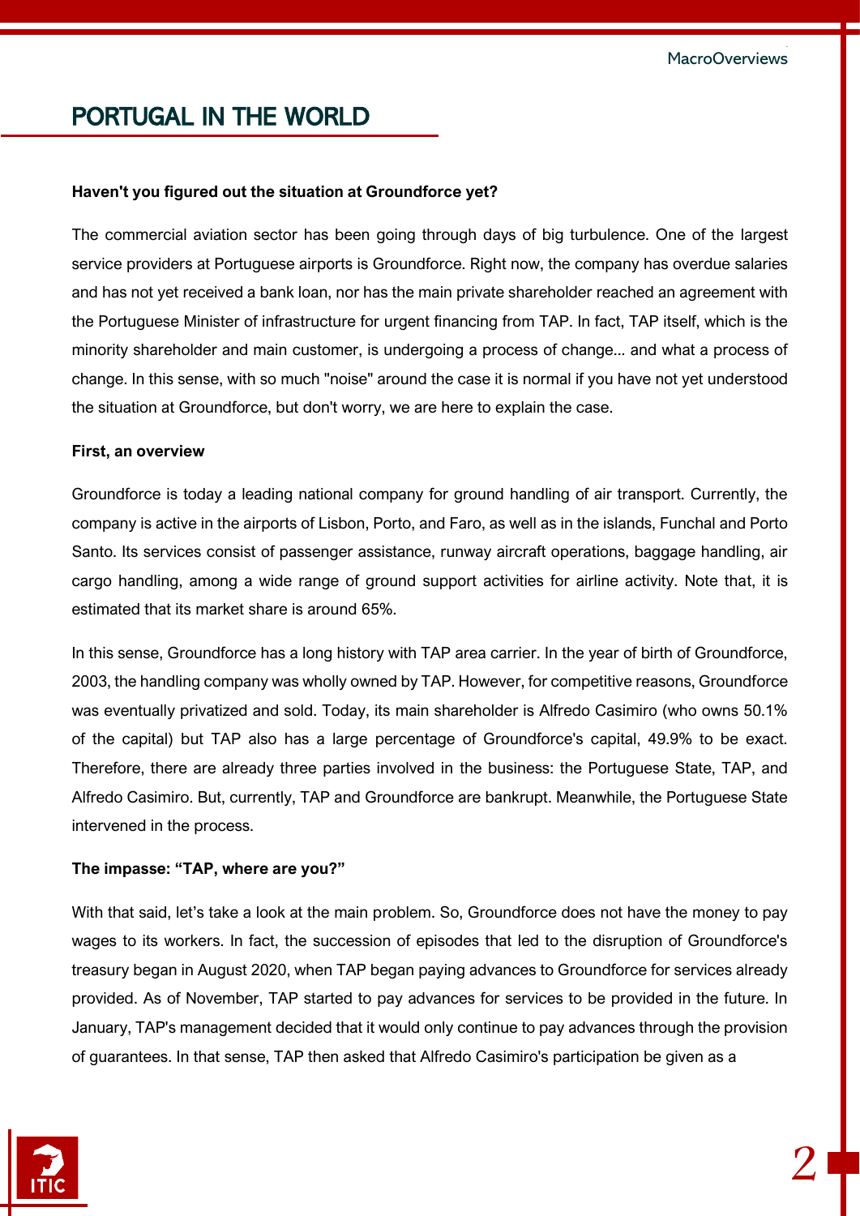# PORTUGAL IN THE WORLD

**Haven't you figured out the situation at Groundforce yet?**

The commercial aviation sector has been going through days of big turbulence. One of the largest service providers at Portuguese airports is Groundforce. Right now, the company has overdue salaries and has not yet received a bank loan, nor has the main private shareholder reached an agreement with the Portuguese Minister of infrastructure for urgent financing from TAP. In fact, TAP itself, which is the minority shareholder and main customer, is undergoing a process of change... and what a process of change. In this sense, with so much "noise" around the case it is normal if you have not yet understood the situation at Groundforce, but don't worry, we are here to explain the case.

**First, an overview**

Groundforce is today a leading national company for ground handling of air transport. Currently, the company is active in the airports of Lisbon, Porto, and Faro, as well as in the islands, Funchal and Porto Santo. Its services consist of passenger assistance, runway aircraft operations, baggage handling, air cargo handling, among a wide range of ground support activities for airline activity. Note that, it is estimated that its market share is around 65%.

In this sense, Groundforce has a long history with TAP area carrier. In the year of birth of Groundforce, 2003, the handling company was wholly owned by TAP. However, for competitive reasons, Groundforce was eventually privatized and sold. Today, its main shareholder is Alfredo Casimiro (who owns 50.1% of the capital) but TAP also has a large percentage of Groundforce's capital, 49.9% to be exact. Therefore, there are already three parties involved in the business: the Portuguese State, TAP, and Alfredo Casimiro. But, currently, TAP and Groundforce are bankrupt. Meanwhile, the Portuguese State intervened in the process.

**The impasse: "TAP, where are you?"**

With that said, let's take a look at the main problem. So, Groundforce does not have the money to pay wages to its workers. In fact, the succession of episodes that led to the disruption of Groundforce's treasury began in August 2020, when TAP began paying advances to Groundforce for services already provided. As of November, TAP started to pay advances for services to be provided in the future. In January, TAP's management decided that it would only continue to pay advances through the provision of guarantees. In that sense, TAP then asked that Alfredo Casimiro's participation be given as a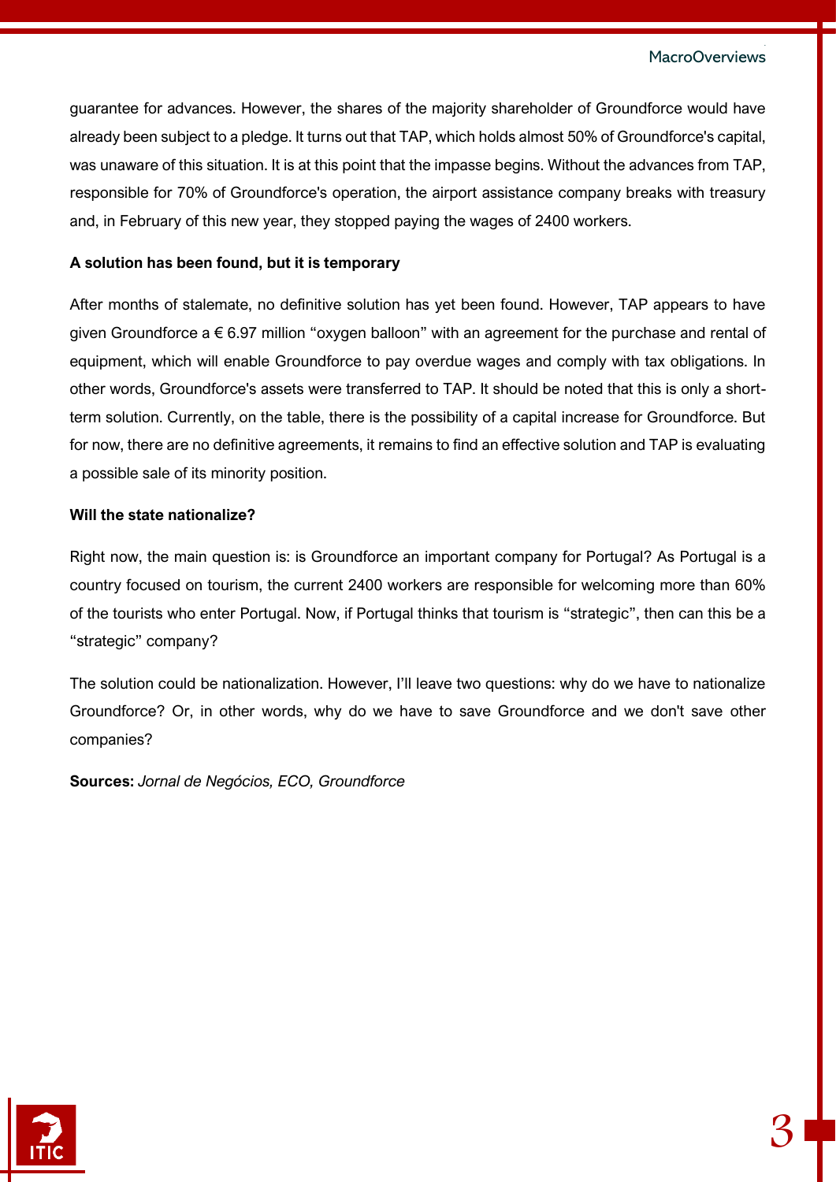guarantee for advances. However, the shares of the majority shareholder of Groundforce would have already been subject to a pledge. It turns out that TAP, which holds almost 50% of Groundforce's capital, was unaware of this situation. It is at this point that the impasse begins. Without the advances from TAP, responsible for 70% of Groundforce's operation, the airport assistance company breaks with treasury and, in February of this new year, they stopped paying the wages of 2400 workers.

**A solution has been found, but it is temporary**

After months of stalemate, no definitive solution has yet been found. However, TAP appears to have given Groundforce a € 6.97 million "oxygen balloon" with an agreement for the purchase and rental of equipment, which will enable Groundforce to pay overdue wages and comply with tax obligations. In other words, Groundforce's assets were transferred to TAP. It should be noted that this is only a short-term solution. Currently, on the table, there is the possibility of a capital increase for Groundforce. But for now, there are no definitive agreements, it remains to find an effective solution and TAP is evaluating a possible sale of its minority position.

**Will the state nationalize?**

Right now, the main question is: is Groundforce an important company for Portugal? As Portugal is a country focused on tourism, the current 2400 workers are responsible for welcoming more than 60% of the tourists who enter Portugal. Now, if Portugal thinks that tourism is "strategic", then can this be a "strategic" company?

The solution could be nationalization. However, I'll leave two questions: why do we have to nationalize Groundforce? Or, in other words, why do we have to save Groundforce and we don't save other companies?

**Sources:** *Jornal de Negócios, ECO, Groundforce*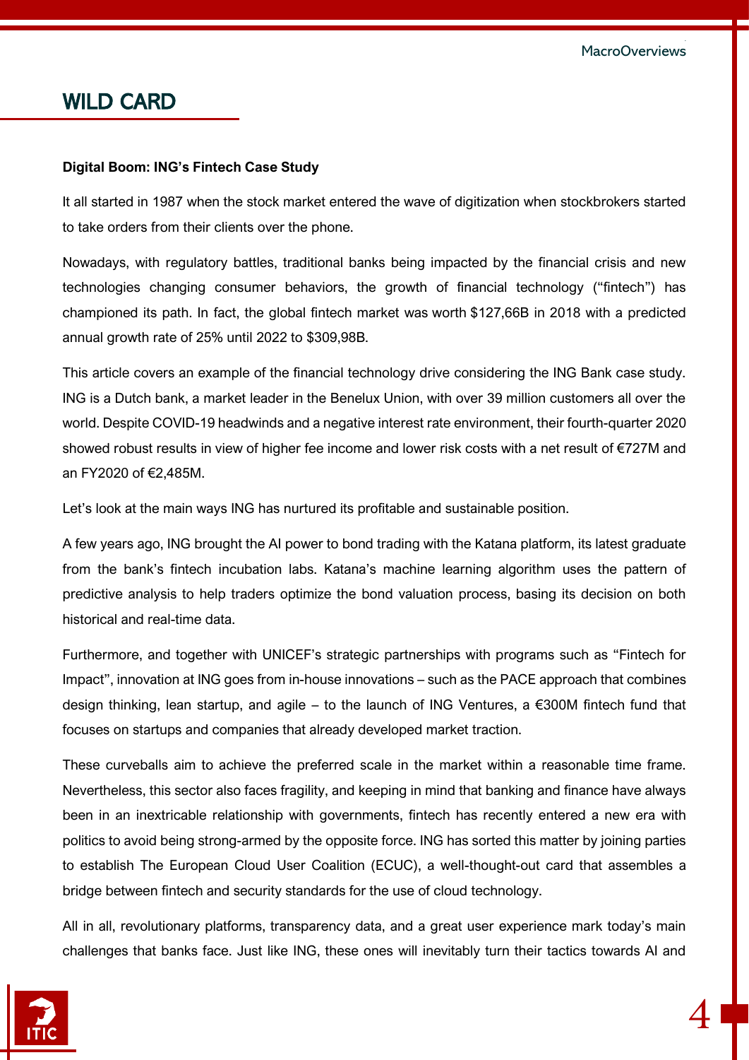## WILD CARD

**Digital Boom: ING's Fintech Case Study**

It all started in 1987 when the stock market entered the wave of digitization when stockbrokers started to take orders from their clients over the phone.

Nowadays, with regulatory battles, traditional banks being impacted by the financial crisis and new technologies changing consumer behaviors, the growth of financial technology ("fintech") has championed its path. In fact, the global fintech market was worth $127,66B in 2018 with a predicted annual growth rate of 25% until 2022 to $309,98B.

This article covers an example of the financial technology drive considering the ING Bank case study. ING is a Dutch bank, a market leader in the Benelux Union, with over 39 million customers all over the world. Despite COVID-19 headwinds and a negative interest rate environment, their fourth-quarter 2020 showed robust results in view of higher fee income and lower risk costs with a net result of €727M and an FY2020 of €2,485M.

Let's look at the main ways ING has nurtured its profitable and sustainable position.

A few years ago, ING brought the AI power to bond trading with the Katana platform, its latest graduate from the bank's fintech incubation labs. Katana's machine learning algorithm uses the pattern of predictive analysis to help traders optimize the bond valuation process, basing its decision on both historical and real-time data.

Furthermore, and together with UNICEF's strategic partnerships with programs such as "Fintech for Impact", innovation at ING goes from in-house innovations – such as the PACE approach that combines design thinking, lean startup, and agile – to the launch of ING Ventures, a €300M fintech fund that focuses on startups and companies that already developed market traction.

These curveballs aim to achieve the preferred scale in the market within a reasonable time frame. Nevertheless, this sector also faces fragility, and keeping in mind that banking and finance have always been in an inextricable relationship with governments, fintech has recently entered a new era with politics to avoid being strong-armed by the opposite force. ING has sorted this matter by joining parties to establish The European Cloud User Coalition (ECUC), a well-thought-out card that assembles a bridge between fintech and security standards for the use of cloud technology.

All in all, revolutionary platforms, transparency data, and a great user experience mark today's main challenges that banks face. Just like ING, these ones will inevitably turn their tactics towards AI and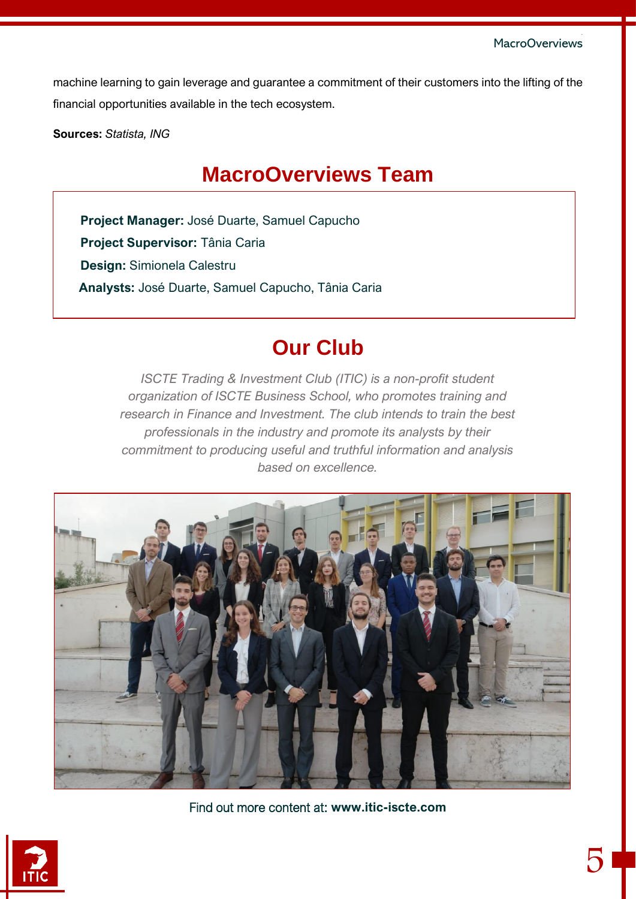machine learning to gain leverage and guarantee a commitment of their customers into the lifting of the financial opportunities available in the tech ecosystem.

**Sources:** *Statista, ING*

## MacroOverviews Team

**Project Manager:** José Duarte, Samuel Capucho

**Project Supervisor:** Tânia Caria

**Design:** Simionela Calestru

**Analysts:** José Duarte, Samuel Capucho, Tânia Caria

## Our Club

*ISCTE Trading & Investment Club (ITIC) is a non-profit student organization of ISCTE Business School, who promotes training and research in Finance and Investment. The club intends to train the best professionals in the industry and promote its analysts by their commitment to producing useful and truthful information and analysis based on excellence.*

Find out more content at: **www.itic-iscte.com**